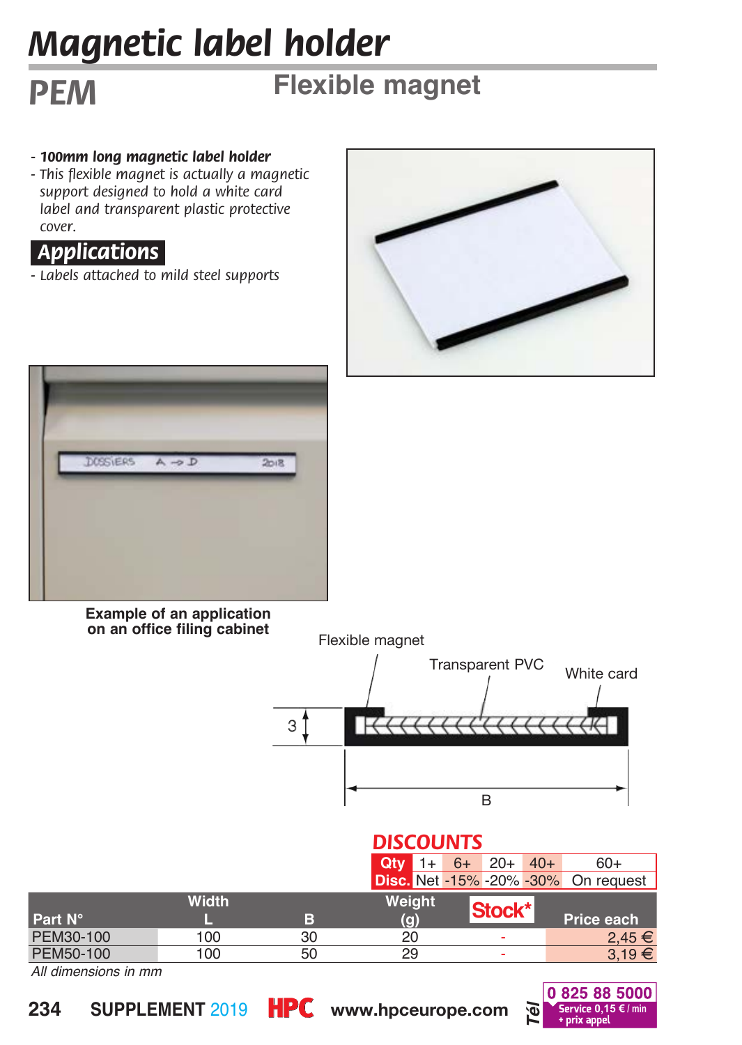# Magnetic label holder

## PEM

## Flexible magnet

- ***100mm long magnetic label holder***
- *This flexible magnet is actually a magnetic support designed to hold a white card label and transparent plastic protective cover.*

### Applications

- *Labels attached to mild steel supports*

**Example of an application on an office filing cabinet**

Flexible magnet

Transparent PVC

White card

3

B

## DISCOUNTS

| Qty | 1+ | 6+ | 20+ | 40+ | 60+ |
|---|---|---|---|---|---|
| Disc. | Net | -15% | -20% | -30% | On request |

| Part N° | Width L | B | Weight (g) | Stock* | Price each |
|---|---|---|---|---|---|
| PEM30-100 | 100 | 30 | 20 | - | 2,45 € |
| PEM50-100 | 100 | 50 | 29 | - | 3,19 € |

*All dimensions in mm*

SUPPLEMENT 2019 HPC www.hpceurope.com Tél 0 825 88 5000 Service 0,15 € / min + prix appel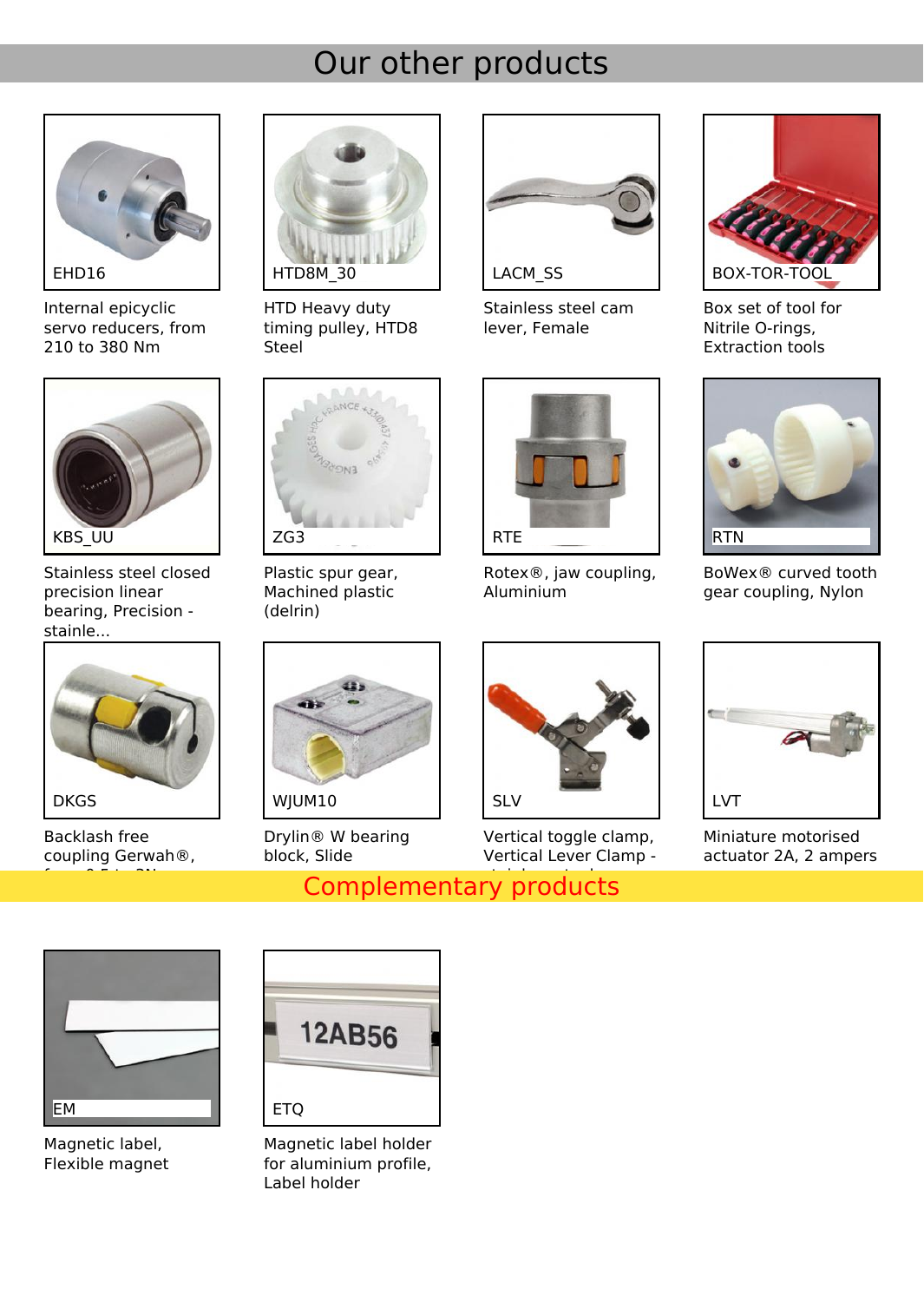# Our other products

EHD16

Internal epicyclic servo reducers, from 210 to 380 Nm

HTD8M_30

HTD Heavy duty timing pulley, HTD8 Steel

LACM_SS

Stainless steel cam lever, Female

BOX-TOR-TOOL

Box set of tool for Nitrile O-rings, Extraction tools

KBS_UU

Stainless steel closed precision linear bearing, Precision - stainle...

ZG3

Plastic spur gear, Machined plastic (delrin)

RTE

Rotex®, jaw coupling, Aluminium

RTN

BoWex® curved tooth gear coupling, Nylon

DKGS

Backlash free coupling Gerwah®,

WJUM10

Drylin® W bearing block, Slide

SLV

Vertical toggle clamp, Vertical Lever Clamp -

LVT

Miniature motorised actuator 2A, 2 ampers

# Complementary products

EM

Magnetic label, Flexible magnet

ETQ

Magnetic label holder for aluminium profile, Label holder